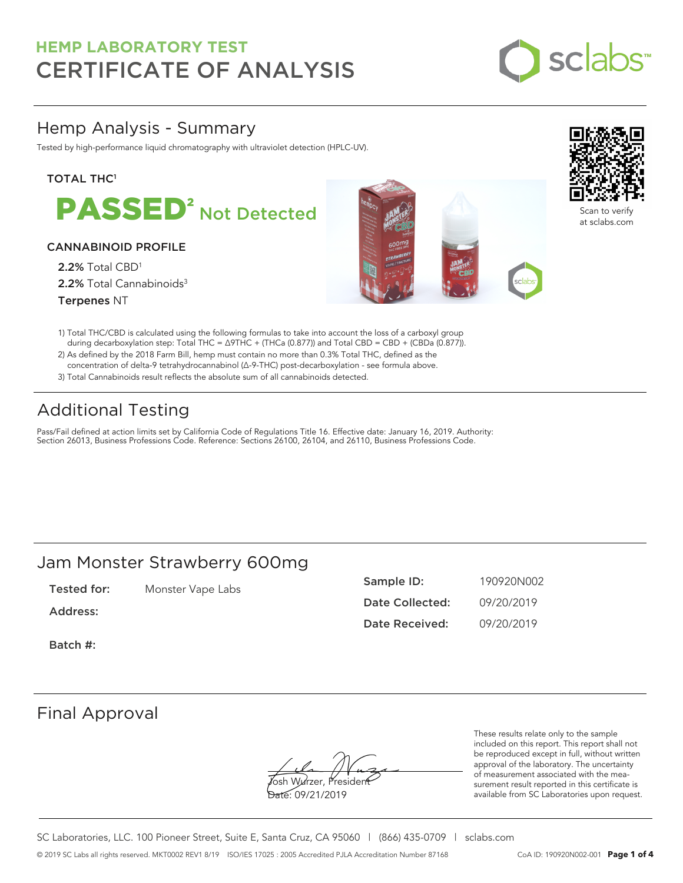# HEMP LABORATORY TEST
# CERTIFICATE OF ANALYSIS

## Hemp Analysis - Summary

Tested by high-performance liquid chromatography with ultraviolet detection (HPLC-UV).

**TOTAL THC[1]**

**PASSED[2] Not Detected**

**CANNABINOID PROFILE**

**2.2%** Total CBD[1]
**2.2%** Total Cannabinoids[3]
**Terpenes** NT

Scan to verify at sclabs.com

1) Total THC/CBD is calculated using the following formulas to take into account the loss of a carboxyl group during decarboxylation step: Total THC = Δ9THC + (THCa (0.877)) and Total CBD = CBD + (CBDa (0.877)).
2) As defined by the 2018 Farm Bill, hemp must contain no more than 0.3% Total THC, defined as the concentration of delta-9 tetrahydrocannabinol (Δ-9-THC) post-decarboxylation - see formula above.
3) Total Cannabinoids result reflects the absolute sum of all cannabinoids detected.

## Additional Testing

Pass/Fail defined at action limits set by California Code of Regulations Title 16. Effective date: January 16, 2019. Authority: Section 26013, Business Professions Code. Reference: Sections 26100, 26104, and 26110, Business Professions Code.

## Jam Monster Strawberry 600mg

**Tested for:** Monster Vape Labs

**Address:**

**Batch #:**

**Sample ID:** 190920N002
**Date Collected:** 09/20/2019
**Date Received:** 09/20/2019

## Final Approval

Josh Wurzer, President
Date: 09/21/2019

These results relate only to the sample included on this report. This report shall not be reproduced except in full, without written approval of the laboratory. The uncertainty of measurement associated with the measurement result reported in this certificate is available from SC Laboratories upon request.

SC Laboratories, LLC. 100 Pioneer Street, Suite E, Santa Cruz, CA 95060 | (866) 435-0709 | sclabs.com

© 2019 SC Labs all rights reserved. MKT0002 REV1 8/19 ISO/IES 17025 : 2005 Accredited PJLA Accreditation Number 87168 CoA ID: 190920N002-001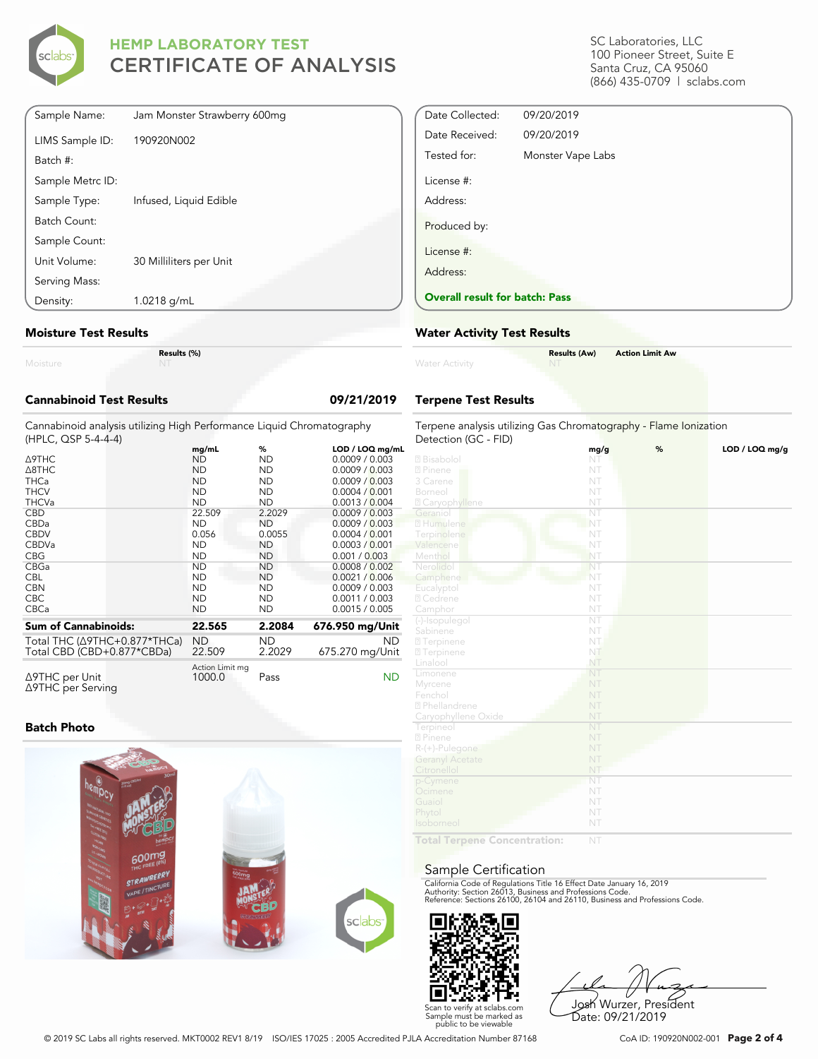# HEMP LABORATORY TEST
## CERTIFICATE OF ANALYSIS

SC Laboratories, LLC
100 Pioneer Street, Suite E
Santa Cruz, CA 95060
(866) 435-0709 | sclabs.com

| | |
|---|---|
| Sample Name: | Jam Monster Strawberry 600mg |
| LIMS Sample ID: | 190920N002 |
| Batch #: | |
| Sample Metrc ID: | |
| Sample Type: | Infused, Liquid Edible |
| Batch Count: | |
| Sample Count: | |
| Unit Volume: | 30 Milliliters per Unit |
| Serving Mass: | |
| Density: | 1.0218 g/mL |

| | |
|---|---|
| Date Collected: | 09/20/2019 |
| Date Received: | 09/20/2019 |
| Tested for: | Monster Vape Labs |
| License #: | |
| Address: | |
| Produced by: | |
| License #: | |
| Address: | |

**Overall result for batch: Pass**

### Moisture Test Results

| | Results (%) |
|---|---|
| Moisture | NT |

### Water Activity Test Results

| | Results (Aw) | Action Limit Aw |
|---|---|---|
| Water Activity | NT | |

### Cannabinoid Test Results — 09/21/2019

Cannabinoid analysis utilizing High Performance Liquid Chromatography (HPLC, QSP 5-4-4-4)

| | mg/mL | % | LOD / LOQ mg/mL |
|---|---|---|---|
| Δ9THC | ND | ND | 0.0009 / 0.003 |
| Δ8THC | ND | ND | 0.0009 / 0.003 |
| THCa | ND | ND | 0.0009 / 0.003 |
| THCV | ND | ND | 0.0004 / 0.001 |
| THCVa | ND | ND | 0.0013 / 0.004 |
| CBD | 22.509 | 2.2029 | 0.0009 / 0.003 |
| CBDa | ND | ND | 0.0009 / 0.003 |
| CBDV | 0.056 | 0.0055 | 0.0004 / 0.001 |
| CBDVa | ND | ND | 0.0003 / 0.001 |
| CBG | ND | ND | 0.001 / 0.003 |
| CBGa | ND | ND | 0.0008 / 0.002 |
| CBL | ND | ND | 0.0021 / 0.006 |
| CBN | ND | ND | 0.0009 / 0.003 |
| CBC | ND | ND | 0.0011 / 0.003 |
| CBCa | ND | ND | 0.0015 / 0.005 |
| **Sum of Cannabinoids:** | **22.565** | **2.2084** | **676.950 mg/Unit** |
| Total THC (Δ9THC+0.877*THCa) | ND | ND | ND |
| Total CBD (CBD+0.877*CBDa) | 22.509 | 2.2029 | 675.270 mg/Unit |

| | Action Limit mg | | |
|---|---|---|---|
| Δ9THC per Unit | 1000.0 | Pass | ND |
| Δ9THC per Serving | | | |

### Terpene Test Results

Terpene analysis utilizing Gas Chromatography - Flame Ionization Detection (GC - FID)

| | mg/g | % | LOD / LOQ mg/g |
|---|---|---|---|
| Bisabolol | NT | | |
| Pinene | NT | | |
| 3 Carene | NT | | |
| Borneol | NT | | |
| Caryophyllene | NT | | |
| Geraniol | NT | | |
| Humulene | NT | | |
| Terpinolene | NT | | |
| Valencene | NT | | |
| Menthol | NT | | |
| Nerolidol | NT | | |
| Camphene | NT | | |
| Eucalyptol | NT | | |
| Cedrene | NT | | |
| Camphor | NT | | |
| (-)-Isopulegol | NT | | |
| Sabinene | NT | | |
| Terpinene | NT | | |
| Terpinene | NT | | |
| Linalool | NT | | |
| Limonene | NT | | |
| Myrcene | NT | | |
| Fenchol | NT | | |
| Phellandrene | NT | | |
| Caryophyllene Oxide | NT | | |
| Terpineol | NT | | |
| Pinene | NT | | |
| R-(+)-Pulegone | NT | | |
| Geranyl Acetate | NT | | |
| Citronellol | NT | | |
| p-Cymene | NT | | |
| Ocimene | NT | | |
| Guaiol | NT | | |
| Phytol | NT | | |
| Isoborneol | NT | | |
| **Total Terpene Concentration:** | NT | | |

### Batch Photo

### Sample Certification

California Code of Regulations Title 16 Effect Date January 16, 2019
Authority: Section 26013, Business and Professions Code.
Reference: Sections 26100, 26104 and 26110, Business and Professions Code.

Scan to verify at sclabs.com
Sample must be marked as public to be viewable

Josh Wurzer, President
Date: 09/21/2019

© 2019 SC Labs all rights reserved. MKT0002 REV1 8/19 ISO/IES 17025 : 2005 Accredited PJLA Accreditation Number 87168

CoA ID: 190920N002-001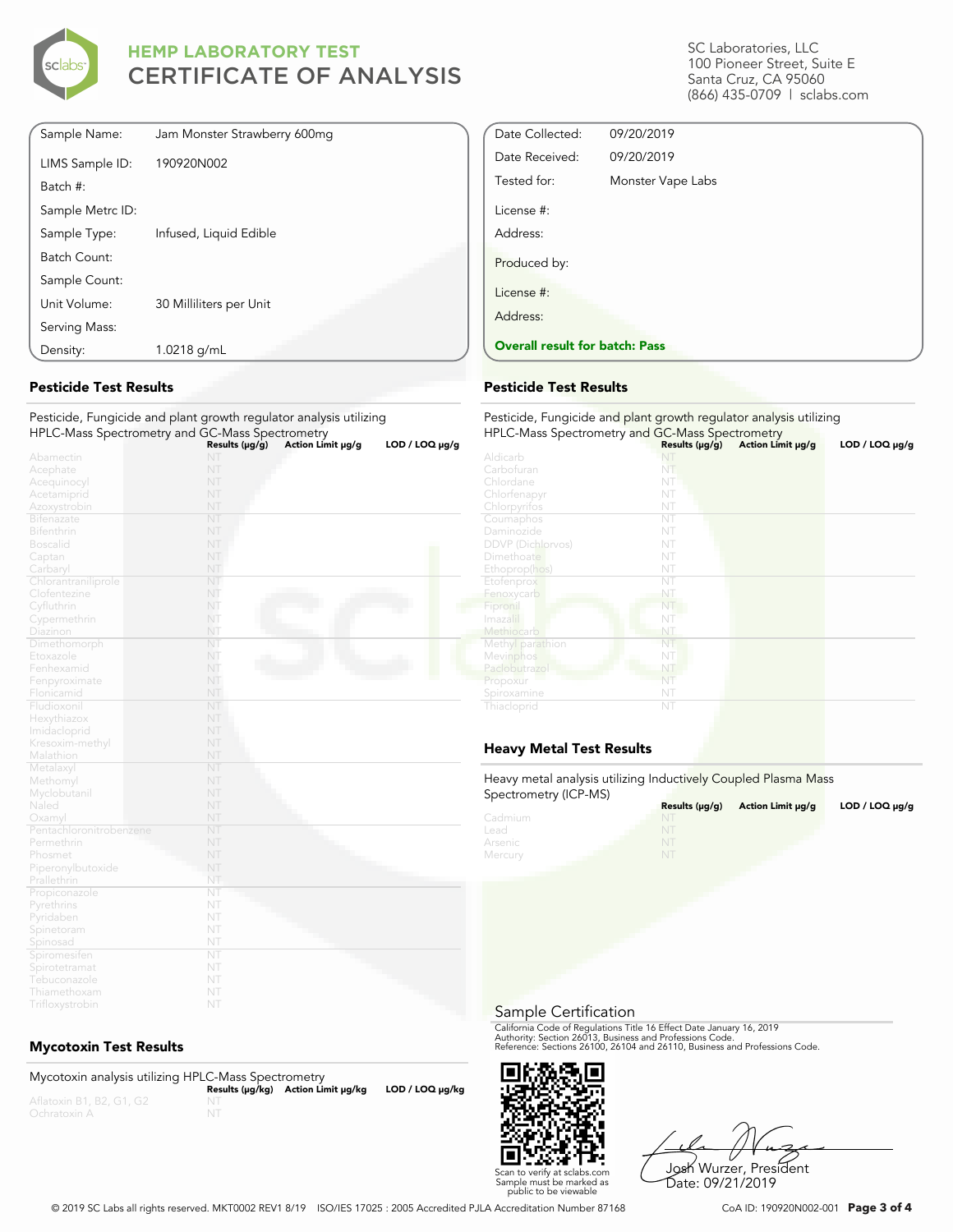# HEMP LABORATORY TEST
## CERTIFICATE OF ANALYSIS

SC Laboratories, LLC
100 Pioneer Street, Suite E
Santa Cruz, CA 95060
(866) 435-0709 | sclabs.com

| | |
|---|---|
| Sample Name: | Jam Monster Strawberry 600mg |
| LIMS Sample ID: | 190920N002 |
| Batch #: | |
| Sample Metrc ID: | |
| Sample Type: | Infused, Liquid Edible |
| Batch Count: | |
| Sample Count: | |
| Unit Volume: | 30 Milliliters per Unit |
| Serving Mass: | |
| Density: | 1.0218 g/mL |

| | |
|---|---|
| Date Collected: | 09/20/2019 |
| Date Received: | 09/20/2019 |
| Tested for: | Monster Vape Labs |
| License #: | |
| Address: | |
| Produced by: | |
| License #: | |
| Address: | |

**Overall result for batch: Pass**

### Pesticide Test Results

Pesticide, Fungicide and plant growth regulator analysis utilizing HPLC-Mass Spectrometry and GC-Mass Spectrometry

| | Results (μg/g) | Action Limit μg/g | LOD / LOQ μg/g |
|---|---|---|---|
| Abamectin | NT | | |
| Acephate | NT | | |
| Acequinocyl | NT | | |
| Acetamiprid | NT | | |
| Azoxystrobin | NT | | |
| Bifenazate | NT | | |
| Bifenthrin | NT | | |
| Boscalid | NT | | |
| Captan | NT | | |
| Carbaryl | NT | | |
| Chlorantraniliprole | NT | | |
| Clofentezine | NT | | |
| Cyfluthrin | NT | | |
| Cypermethrin | NT | | |
| Diazinon | NT | | |
| Dimethomorph | NT | | |
| Etoxazole | NT | | |
| Fenhexamid | NT | | |
| Fenpyroximate | NT | | |
| Flonicamid | NT | | |
| Fludioxonil | NT | | |
| Hexythiazox | NT | | |
| Imidacloprid | NT | | |
| Kresoxim-methyl | NT | | |
| Malathion | NT | | |
| Metalaxyl | NT | | |
| Methomyl | NT | | |
| Myclobutanil | NT | | |
| Naled | NT | | |
| Oxamyl | NT | | |
| Pentachloronitrobenzene | NT | | |
| Permethrin | NT | | |
| Phosmet | NT | | |
| Piperonylbutoxide | NT | | |
| Prallethrin | NT | | |
| Propiconazole | NT | | |
| Pyrethrins | NT | | |
| Pyridaben | NT | | |
| Spinetoram | NT | | |
| Spinosad | NT | | |
| Spiromesifen | NT | | |
| Spirotetramat | NT | | |
| Tebuconazole | NT | | |
| Thiamethoxam | NT | | |
| Trifloxystrobin | NT | | |

### Pesticide Test Results

Pesticide, Fungicide and plant growth regulator analysis utilizing HPLC-Mass Spectrometry and GC-Mass Spectrometry

| | Results (μg/g) | Action Limit μg/g | LOD / LOQ μg/g |
|---|---|---|---|
| Aldicarb | NT | | |
| Carbofuran | NT | | |
| Chlordane | NT | | |
| Chlorfenapyr | NT | | |
| Chlorpyrifos | NT | | |
| Coumaphos | NT | | |
| Daminozide | NT | | |
| DDVP (Dichlorvos) | NT | | |
| Dimethoate | NT | | |
| Ethoprop(hos) | NT | | |
| Etofenprox | NT | | |
| Fenoxycarb | NT | | |
| Fipronil | NT | | |
| Imazalil | NT | | |
| Methiocarb | NT | | |
| Methyl parathion | NT | | |
| Mevinphos | NT | | |
| Paclobutrazol | NT | | |
| Propoxur | NT | | |
| Spiroxamine | NT | | |
| Thiacloprid | NT | | |

### Heavy Metal Test Results

Heavy metal analysis utilizing Inductively Coupled Plasma Mass Spectrometry (ICP-MS)

| | Results (μg/g) | Action Limit μg/g | LOD / LOQ μg/g |
|---|---|---|---|
| Cadmium | NT | | |
| Lead | NT | | |
| Arsenic | NT | | |
| Mercury | NT | | |

### Mycotoxin Test Results

Mycotoxin analysis utilizing HPLC-Mass Spectrometry

| | Results (μg/kg) | Action Limit μg/kg | LOD / LOQ μg/kg |
|---|---|---|---|
| Aflatoxin B1, B2, G1, G2 | NT | | |
| Ochratoxin A | NT | | |

### Sample Certification

California Code of Regulations Title 16 Effect Date January 16, 2019
Authority: Section 26013, Business and Professions Code.
Reference: Sections 26100, 26104 and 26110, Business and Professions Code.

Scan to verify at sclabs.com
Sample must be marked as public to be viewable

Josh Wurzer, President
Date: 09/21/2019

© 2019 SC Labs all rights reserved. MKT0002 REV1 8/19 ISO/IES 17025 : 2005 Accredited PJLA Accreditation Number 87168

CoA ID: 190920N002-001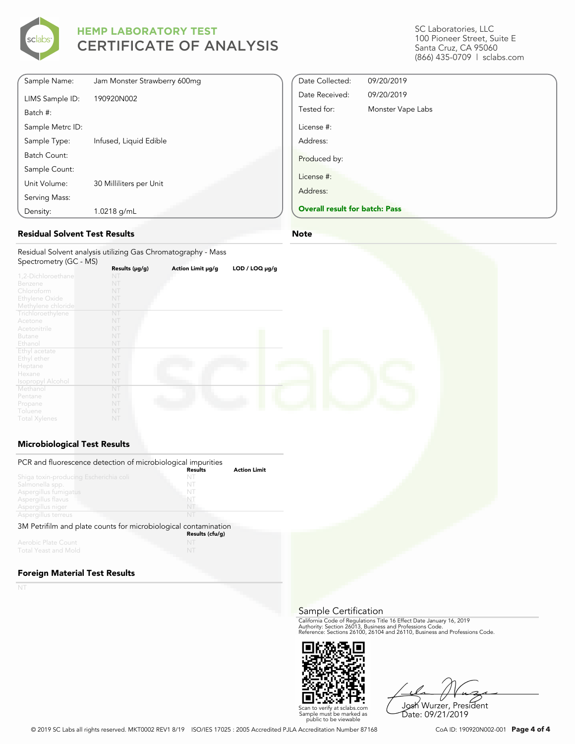# HEMP LABORATORY TEST
# CERTIFICATE OF ANALYSIS

SC Laboratories, LLC
100 Pioneer Street, Suite E
Santa Cruz, CA 95060
(866) 435-0709 | sclabs.com

| | |
|---|---|
| Sample Name: | Jam Monster Strawberry 600mg |
| LIMS Sample ID: | 190920N002 |
| Batch #: | |
| Sample Metrc ID: | |
| Sample Type: | Infused, Liquid Edible |
| Batch Count: | |
| Sample Count: | |
| Unit Volume: | 30 Milliliters per Unit |
| Serving Mass: | |
| Density: | 1.0218 g/mL |

| | |
|---|---|
| Date Collected: | 09/20/2019 |
| Date Received: | 09/20/2019 |
| Tested for: | Monster Vape Labs |
| License #: | |
| Address: | |
| Produced by: | |
| License #: | |
| Address: | |

**Overall result for batch: Pass**

## Residual Solvent Test Results

Residual Solvent analysis utilizing Gas Chromatography - Mass Spectrometry (GC - MS)

| | Results (µg/g) | Action Limit µg/g | LOD / LOQ µg/g |
|---|---|---|---|
| 1,2-Dichloroethane | NT | | |
| Benzene | NT | | |
| Chloroform | NT | | |
| Ethylene Oxide | NT | | |
| Methylene chloride | NT | | |
| Trichloroethylene | NT | | |
| Acetone | NT | | |
| Acetonitrile | NT | | |
| Butane | NT | | |
| Ethanol | NT | | |
| Ethyl acetate | NT | | |
| Ethyl ether | NT | | |
| Heptane | NT | | |
| Hexane | NT | | |
| Isopropyl Alcohol | NT | | |
| Methanol | NT | | |
| Pentane | NT | | |
| Propane | NT | | |
| Toluene | NT | | |
| Total Xylenes | NT | | |

## Note

## Microbiological Test Results

PCR and fluorescence detection of microbiological impurities

| | Results | Action Limit |
|---|---|---|
| Shiga toxin-producing Escherichia coli | NT | |
| Salmonella spp. | NT | |
| Aspergillus fumigatus | NT | |
| Aspergillus flavus | NT | |
| Aspergillus niger | NT | |
| Aspergillus terreus | NT | |

3M Petrifilm and plate counts for microbiological contamination

| | Results (cfu/g) |
|---|---|
| Aerobic Plate Count | NT |
| Total Yeast and Mold | NT |

## Foreign Material Test Results

NT

## Sample Certification

California Code of Regulations Title 16 Effect Date January 16, 2019
Authority: Section 26013, Business and Professions Code.
Reference: Sections 26100, 26104 and 26110, Business and Professions Code.

Scan to verify at sclabs.com
Sample must be marked as public to be viewable

Josh Wurzer, President
Date: 09/21/2019

© 2019 SC Labs all rights reserved. MKT0002 REV1 8/19 ISO/IES 17025 : 2005 Accredited PJLA Accreditation Number 87168

CoA ID: 190920N002-001